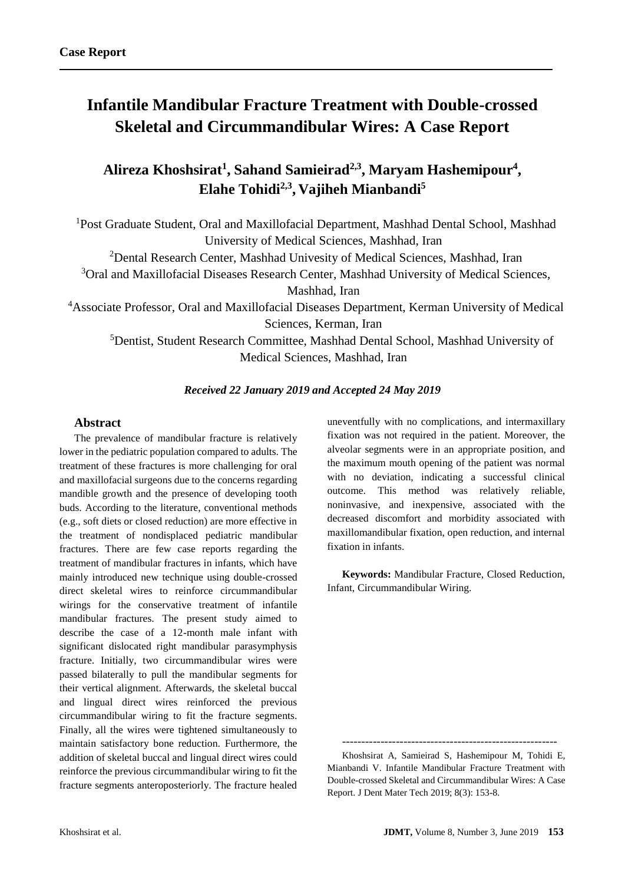**Case Report**

# Infantile Mandibular Fracture Treatment with Double-crossed Skeletal and Circummandibular Wires: A Case Report

## Alireza Khoshsirat[1], Sahand Samieirad[2,3], Maryam Hashemipour[4], Elahe Tohidi[2,3], Vajiheh Mianbandi[5]

[1]Post Graduate Student, Oral and Maxillofacial Department, Mashhad Dental School, Mashhad University of Medical Sciences, Mashhad, Iran

[2]Dental Research Center, Mashhad Univesity of Medical Sciences, Mashhad, Iran

[3]Oral and Maxillofacial Diseases Research Center, Mashhad University of Medical Sciences, Mashhad, Iran

[4]Associate Professor, Oral and Maxillofacial Diseases Department, Kerman University of Medical Sciences, Kerman, Iran

[5]Dentist, Student Research Committee, Mashhad Dental School, Mashhad University of Medical Sciences, Mashhad, Iran

***Received 22 January 2019 and Accepted 24 May 2019***

### Abstract

The prevalence of mandibular fracture is relatively lower in the pediatric population compared to adults. The treatment of these fractures is more challenging for oral and maxillofacial surgeons due to the concerns regarding mandible growth and the presence of developing tooth buds. According to the literature, conventional methods (e.g., soft diets or closed reduction) are more effective in the treatment of nondisplaced pediatric mandibular fractures. There are few case reports regarding the treatment of mandibular fractures in infants, which have mainly introduced new technique using double-crossed direct skeletal wires to reinforce circummandibular wirings for the conservative treatment of infantile mandibular fractures. The present study aimed to describe the case of a 12-month male infant with significant dislocated right mandibular parasymphysis fracture. Initially, two circummandibular wires were passed bilaterally to pull the mandibular segments for their vertical alignment. Afterwards, the skeletal buccal and lingual direct wires reinforced the previous circummandibular wiring to fit the fracture segments. Finally, all the wires were tightened simultaneously to maintain satisfactory bone reduction. Furthermore, the addition of skeletal buccal and lingual direct wires could reinforce the previous circummandibular wiring to fit the fracture segments anteroposteriorly. The fracture healed uneventfully with no complications, and intermaxillary fixation was not required in the patient. Moreover, the alveolar segments were in an appropriate position, and the maximum mouth opening of the patient was normal with no deviation, indicating a successful clinical outcome. This method was relatively reliable, noninvasive, and inexpensive, associated with the decreased discomfort and morbidity associated with maxillomandibular fixation, open reduction, and internal fixation in infants.

**Keywords:** Mandibular Fracture, Closed Reduction, Infant, Circummandibular Wiring.

---------------------------------------------------------

Khoshsirat A, Samieirad S, Hashemipour M, Tohidi E, Mianbandi V. Infantile Mandibular Fracture Treatment with Double-crossed Skeletal and Circummandibular Wires: A Case Report. J Dent Mater Tech 2019; 8(3): 153-8.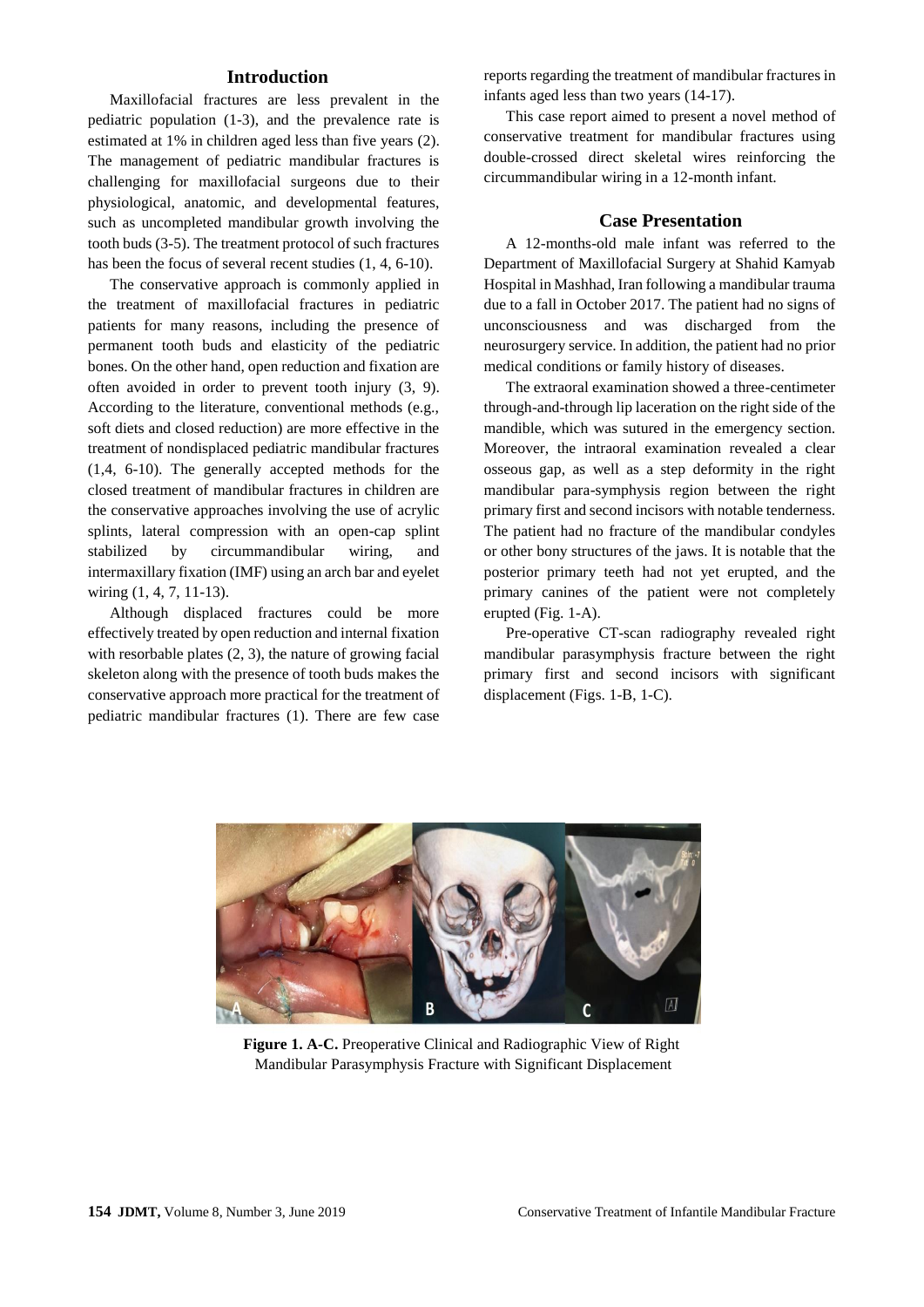## Introduction

Maxillofacial fractures are less prevalent in the pediatric population (1-3), and the prevalence rate is estimated at 1% in children aged less than five years (2). The management of pediatric mandibular fractures is challenging for maxillofacial surgeons due to their physiological, anatomic, and developmental features, such as uncompleted mandibular growth involving the tooth buds (3-5). The treatment protocol of such fractures has been the focus of several recent studies (1, 4, 6-10).

The conservative approach is commonly applied in the treatment of maxillofacial fractures in pediatric patients for many reasons, including the presence of permanent tooth buds and elasticity of the pediatric bones. On the other hand, open reduction and fixation are often avoided in order to prevent tooth injury (3, 9). According to the literature, conventional methods (e.g., soft diets and closed reduction) are more effective in the treatment of nondisplaced pediatric mandibular fractures (1,4, 6-10). The generally accepted methods for the closed treatment of mandibular fractures in children are the conservative approaches involving the use of acrylic splints, lateral compression with an open-cap splint stabilized by circummandibular wiring, and intermaxillary fixation (IMF) using an arch bar and eyelet wiring (1, 4, 7, 11-13).

Although displaced fractures could be more effectively treated by open reduction and internal fixation with resorbable plates (2, 3), the nature of growing facial skeleton along with the presence of tooth buds makes the conservative approach more practical for the treatment of pediatric mandibular fractures (1). There are few case reports regarding the treatment of mandibular fractures in infants aged less than two years (14-17).

This case report aimed to present a novel method of conservative treatment for mandibular fractures using double-crossed direct skeletal wires reinforcing the circummandibular wiring in a 12-month infant.

## Case Presentation

A 12-months-old male infant was referred to the Department of Maxillofacial Surgery at Shahid Kamyab Hospital in Mashhad, Iran following a mandibular trauma due to a fall in October 2017. The patient had no signs of unconsciousness and was discharged from the neurosurgery service. In addition, the patient had no prior medical conditions or family history of diseases.

The extraoral examination showed a three-centimeter through-and-through lip laceration on the right side of the mandible, which was sutured in the emergency section. Moreover, the intraoral examination revealed a clear osseous gap, as well as a step deformity in the right mandibular para-symphysis region between the right primary first and second incisors with notable tenderness. The patient had no fracture of the mandibular condyles or other bony structures of the jaws. It is notable that the posterior primary teeth had not yet erupted, and the primary canines of the patient were not completely erupted (Fig. 1-A).

Pre-operative CT-scan radiography revealed right mandibular parasymphysis fracture between the right primary first and second incisors with significant displacement (Figs. 1-B, 1-C).

**Figure 1. A-C.** Preoperative Clinical and Radiographic View of Right Mandibular Parasymphysis Fracture with Significant Displacement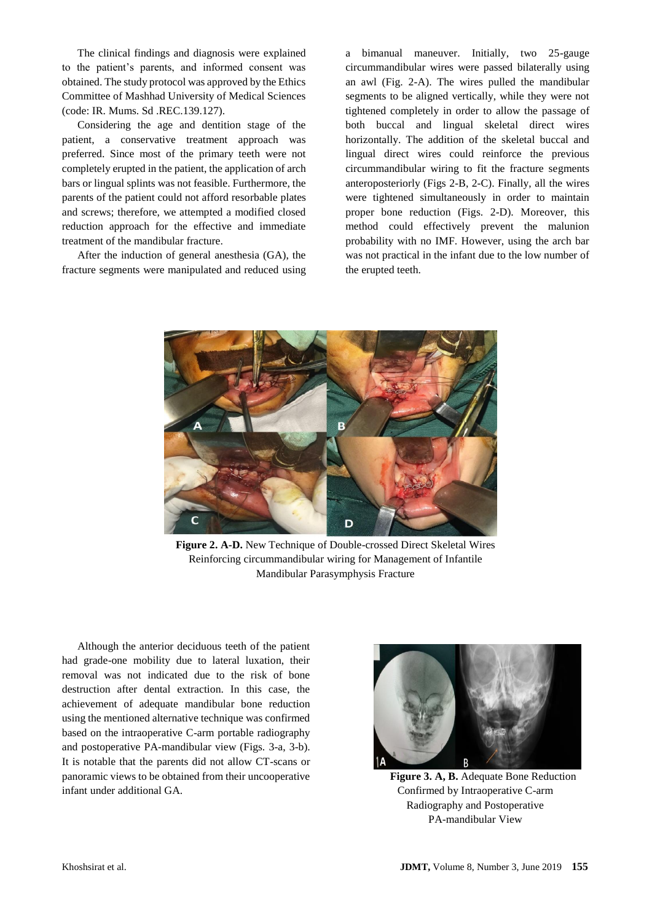The clinical findings and diagnosis were explained to the patient's parents, and informed consent was obtained. The study protocol was approved by the Ethics Committee of Mashhad University of Medical Sciences (code: IR. Mums. Sd .REC.139.127).

Considering the age and dentition stage of the patient, a conservative treatment approach was preferred. Since most of the primary teeth were not completely erupted in the patient, the application of arch bars or lingual splints was not feasible. Furthermore, the parents of the patient could not afford resorbable plates and screws; therefore, we attempted a modified closed reduction approach for the effective and immediate treatment of the mandibular fracture.

After the induction of general anesthesia (GA), the fracture segments were manipulated and reduced using a bimanual maneuver. Initially, two 25-gauge circummandibular wires were passed bilaterally using an awl (Fig. 2-A). The wires pulled the mandibular segments to be aligned vertically, while they were not tightened completely in order to allow the passage of both buccal and lingual skeletal direct wires horizontally. The addition of the skeletal buccal and lingual direct wires could reinforce the previous circummandibular wiring to fit the fracture segments anteroposteriorly (Figs 2-B, 2-C). Finally, all the wires were tightened simultaneously in order to maintain proper bone reduction (Figs. 2-D). Moreover, this method could effectively prevent the malunion probability with no IMF. However, using the arch bar was not practical in the infant due to the low number of the erupted teeth.

**Figure 2. A-D.** New Technique of Double-crossed Direct Skeletal Wires Reinforcing circummandibular wiring for Management of Infantile Mandibular Parasymphysis Fracture

Although the anterior deciduous teeth of the patient had grade-one mobility due to lateral luxation, their removal was not indicated due to the risk of bone destruction after dental extraction. In this case, the achievement of adequate mandibular bone reduction using the mentioned alternative technique was confirmed based on the intraoperative C-arm portable radiography and postoperative PA-mandibular view (Figs. 3-a, 3-b). It is notable that the parents did not allow CT-scans or panoramic views to be obtained from their uncooperative infant under additional GA.

**Figure 3. A, B.** Adequate Bone Reduction Confirmed by Intraoperative C-arm Radiography and Postoperative PA-mandibular View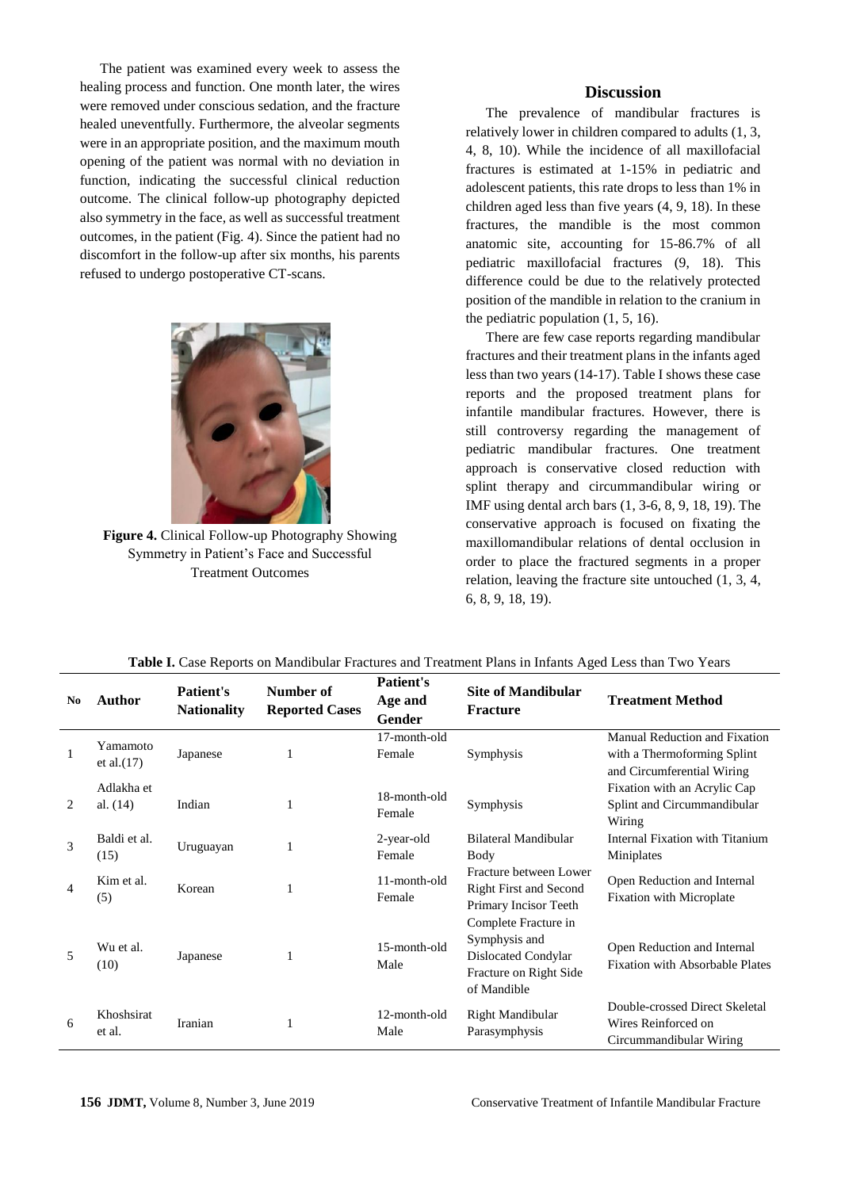The patient was examined every week to assess the healing process and function. One month later, the wires were removed under conscious sedation, and the fracture healed uneventfully. Furthermore, the alveolar segments were in an appropriate position, and the maximum mouth opening of the patient was normal with no deviation in function, indicating the successful clinical reduction outcome. The clinical follow-up photography depicted also symmetry in the face, as well as successful treatment outcomes, in the patient (Fig. 4). Since the patient had no discomfort in the follow-up after six months, his parents refused to undergo postoperative CT-scans.

**Figure 4.** Clinical Follow-up Photography Showing Symmetry in Patient's Face and Successful Treatment Outcomes

## Discussion

The prevalence of mandibular fractures is relatively lower in children compared to adults (1, 3, 4, 8, 10). While the incidence of all maxillofacial fractures is estimated at 1-15% in pediatric and adolescent patients, this rate drops to less than 1% in children aged less than five years (4, 9, 18). In these fractures, the mandible is the most common anatomic site, accounting for 15-86.7% of all pediatric maxillofacial fractures (9, 18). This difference could be due to the relatively protected position of the mandible in relation to the cranium in the pediatric population (1, 5, 16).

There are few case reports regarding mandibular fractures and their treatment plans in the infants aged less than two years (14-17). Table I shows these case reports and the proposed treatment plans for infantile mandibular fractures. However, there is still controversy regarding the management of pediatric mandibular fractures. One treatment approach is conservative closed reduction with splint therapy and circummandibular wiring or IMF using dental arch bars (1, 3-6, 8, 9, 18, 19). The conservative approach is focused on fixating the maxillomandibular relations of dental occlusion in order to place the fractured segments in a proper relation, leaving the fracture site untouched (1, 3, 4, 6, 8, 9, 18, 19).

**Table I.** Case Reports on Mandibular Fractures and Treatment Plans in Infants Aged Less than Two Years

| No | Author | Patient's Nationality | Number of Reported Cases | Patient's Age and Gender | Site of Mandibular Fracture | Treatment Method |
|---|---|---|---|---|---|---|
| 1 | Yamamoto et al.(17) | Japanese | 1 | 17-month-old Female | Symphysis | Manual Reduction and Fixation with a Thermoforming Splint and Circumferential Wiring |
| 2 | Adlakha et al. (14) | Indian | 1 | 18-month-old Female | Symphysis | Fixation with an Acrylic Cap Splint and Circummandibular Wiring |
| 3 | Baldi et al. (15) | Uruguayan | 1 | 2-year-old Female | Bilateral Mandibular Body | Internal Fixation with Titanium Miniplates |
| 4 | Kim et al. (5) | Korean | 1 | 11-month-old Female | Fracture between Lower Right First and Second Primary Incisor Teeth | Open Reduction and Internal Fixation with Microplate |
| 5 | Wu et al. (10) | Japanese | 1 | 15-month-old Male | Complete Fracture in Symphysis and Dislocated Condylar Fracture on Right Side of Mandible | Open Reduction and Internal Fixation with Absorbable Plates |
| 6 | Khoshsirat et al. | Iranian | 1 | 12-month-old Male | Right Mandibular Parasymphysis | Double-crossed Direct Skeletal Wires Reinforced on Circummandibular Wiring |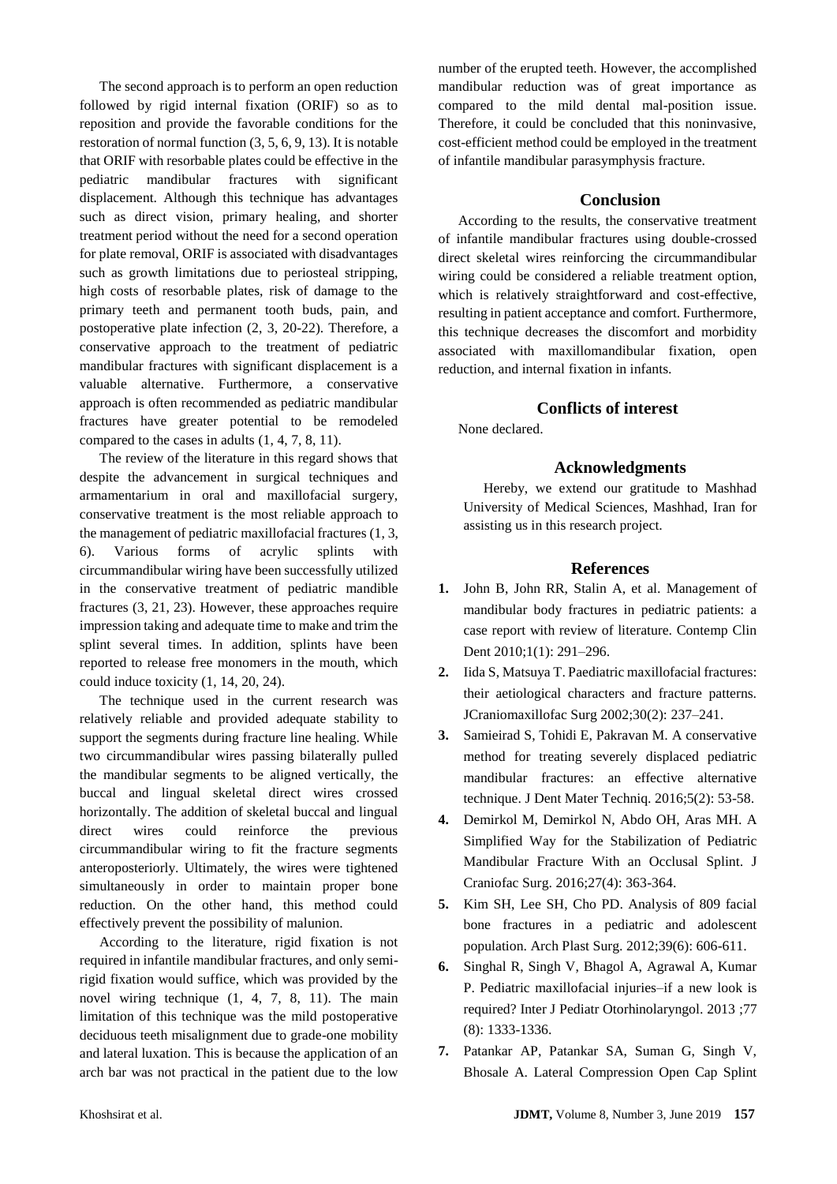The second approach is to perform an open reduction followed by rigid internal fixation (ORIF) so as to reposition and provide the favorable conditions for the restoration of normal function (3, 5, 6, 9, 13). It is notable that ORIF with resorbable plates could be effective in the pediatric mandibular fractures with significant displacement. Although this technique has advantages such as direct vision, primary healing, and shorter treatment period without the need for a second operation for plate removal, ORIF is associated with disadvantages such as growth limitations due to periosteal stripping, high costs of resorbable plates, risk of damage to the primary teeth and permanent tooth buds, pain, and postoperative plate infection (2, 3, 20-22). Therefore, a conservative approach to the treatment of pediatric mandibular fractures with significant displacement is a valuable alternative. Furthermore, a conservative approach is often recommended as pediatric mandibular fractures have greater potential to be remodeled compared to the cases in adults (1, 4, 7, 8, 11).

The review of the literature in this regard shows that despite the advancement in surgical techniques and armamentarium in oral and maxillofacial surgery, conservative treatment is the most reliable approach to the management of pediatric maxillofacial fractures (1, 3, 6). Various forms of acrylic splints with circummandibular wiring have been successfully utilized in the conservative treatment of pediatric mandible fractures (3, 21, 23). However, these approaches require impression taking and adequate time to make and trim the splint several times. In addition, splints have been reported to release free monomers in the mouth, which could induce toxicity (1, 14, 20, 24).

The technique used in the current research was relatively reliable and provided adequate stability to support the segments during fracture line healing. While two circummandibular wires passing bilaterally pulled the mandibular segments to be aligned vertically, the buccal and lingual skeletal direct wires crossed horizontally. The addition of skeletal buccal and lingual direct wires could reinforce the previous circummandibular wiring to fit the fracture segments anteroposteriorly. Ultimately, the wires were tightened simultaneously in order to maintain proper bone reduction. On the other hand, this method could effectively prevent the possibility of malunion.

According to the literature, rigid fixation is not required in infantile mandibular fractures, and only semi-rigid fixation would suffice, which was provided by the novel wiring technique (1, 4, 7, 8, 11). The main limitation of this technique was the mild postoperative deciduous teeth misalignment due to grade-one mobility and lateral luxation. This is because the application of an arch bar was not practical in the patient due to the low number of the erupted teeth. However, the accomplished mandibular reduction was of great importance as compared to the mild dental mal-position issue. Therefore, it could be concluded that this noninvasive, cost-efficient method could be employed in the treatment of infantile mandibular parasymphysis fracture.

## Conclusion

According to the results, the conservative treatment of infantile mandibular fractures using double-crossed direct skeletal wires reinforcing the circummandibular wiring could be considered a reliable treatment option, which is relatively straightforward and cost-effective, resulting in patient acceptance and comfort. Furthermore, this technique decreases the discomfort and morbidity associated with maxillomandibular fixation, open reduction, and internal fixation in infants.

## Conflicts of interest

None declared.

## Acknowledgments

Hereby, we extend our gratitude to Mashhad University of Medical Sciences, Mashhad, Iran for assisting us in this research project.

## References

1. John B, John RR, Stalin A, et al. Management of mandibular body fractures in pediatric patients: a case report with review of literature. Contemp Clin Dent 2010;1(1): 291–296.
2. Iida S, Matsuya T. Paediatric maxillofacial fractures: their aetiological characters and fracture patterns. JCraniomaxillofac Surg 2002;30(2): 237–241.
3. Samieirad S, Tohidi E, Pakravan M. A conservative method for treating severely displaced pediatric mandibular fractures: an effective alternative technique. J Dent Mater Techniq. 2016;5(2): 53-58.
4. Demirkol M, Demirkol N, Abdo OH, Aras MH. A Simplified Way for the Stabilization of Pediatric Mandibular Fracture With an Occlusal Splint. J Craniofac Surg. 2016;27(4): 363-364.
5. Kim SH, Lee SH, Cho PD. Analysis of 809 facial bone fractures in a pediatric and adolescent population. Arch Plast Surg. 2012;39(6): 606-611.
6. Singhal R, Singh V, Bhagol A, Agrawal A, Kumar P. Pediatric maxillofacial injuries–if a new look is required? Inter J Pediatr Otorhinolaryngol. 2013 ;77 (8): 1333-1336.
7. Patankar AP, Patankar SA, Suman G, Singh V, Bhosale A. Lateral Compression Open Cap Splint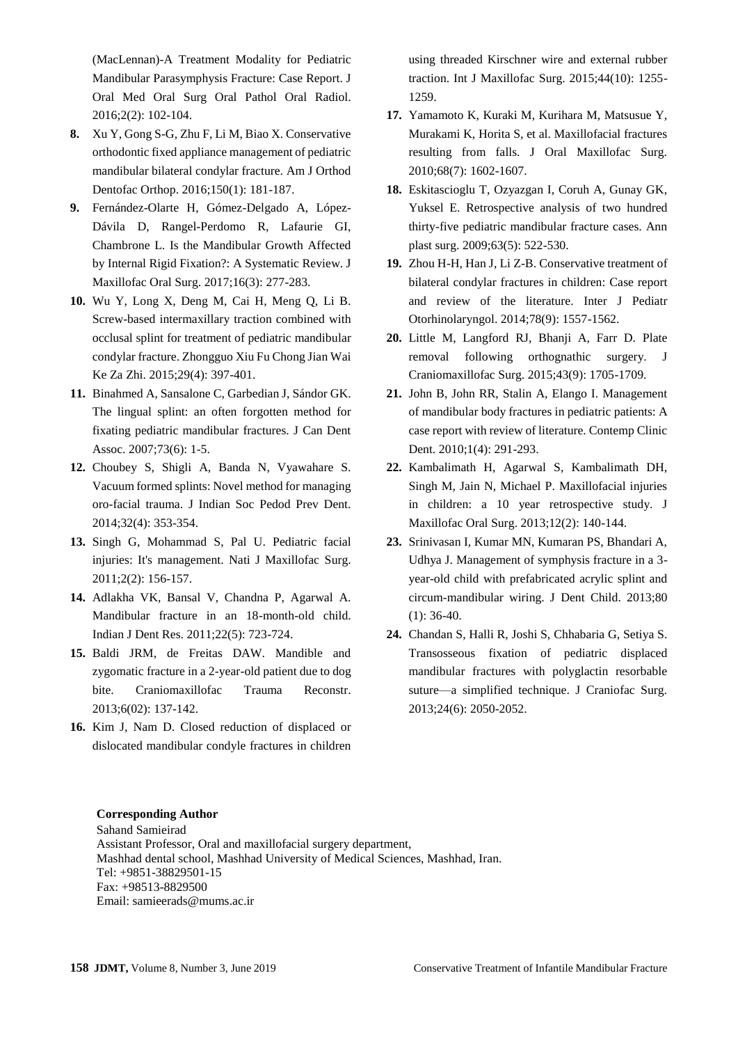(MacLennan)-A Treatment Modality for Pediatric Mandibular Parasymphysis Fracture: Case Report. J Oral Med Oral Surg Oral Pathol Oral Radiol. 2016;2(2): 102-104.

8. Xu Y, Gong S-G, Zhu F, Li M, Biao X. Conservative orthodontic fixed appliance management of pediatric mandibular bilateral condylar fracture. Am J Orthod Dentofac Orthop. 2016;150(1): 181-187.
9. Fernández-Olarte H, Gómez-Delgado A, López-Dávila D, Rangel-Perdomo R, Lafaurie GI, Chambrone L. Is the Mandibular Growth Affected by Internal Rigid Fixation?: A Systematic Review. J Maxillofac Oral Surg. 2017;16(3): 277-283.
10. Wu Y, Long X, Deng M, Cai H, Meng Q, Li B. Screw-based intermaxillary traction combined with occlusal splint for treatment of pediatric mandibular condylar fracture. Zhongguo Xiu Fu Chong Jian Wai Ke Za Zhi. 2015;29(4): 397-401.
11. Binahmed A, Sansalone C, Garbedian J, Sándor GK. The lingual splint: an often forgotten method for fixating pediatric mandibular fractures. J Can Dent Assoc. 2007;73(6): 1-5.
12. Choubey S, Shigli A, Banda N, Vyawahare S. Vacuum formed splints: Novel method for managing oro-facial trauma. J Indian Soc Pedod Prev Dent. 2014;32(4): 353-354.
13. Singh G, Mohammad S, Pal U. Pediatric facial injuries: It's management. Nati J Maxillofac Surg. 2011;2(2): 156-157.
14. Adlakha VK, Bansal V, Chandna P, Agarwal A. Mandibular fracture in an 18-month-old child. Indian J Dent Res. 2011;22(5): 723-724.
15. Baldi JRM, de Freitas DAW. Mandible and zygomatic fracture in a 2-year-old patient due to dog bite. Craniomaxillofac Trauma Reconstr. 2013;6(02): 137-142.
16. Kim J, Nam D. Closed reduction of displaced or dislocated mandibular condyle fractures in children using threaded Kirschner wire and external rubber traction. Int J Maxillofac Surg. 2015;44(10): 1255-1259.
17. Yamamoto K, Kuraki M, Kurihara M, Matsusue Y, Murakami K, Horita S, et al. Maxillofacial fractures resulting from falls. J Oral Maxillofac Surg. 2010;68(7): 1602-1607.
18. Eskitascioglu T, Ozyazgan I, Coruh A, Gunay GK, Yuksel E. Retrospective analysis of two hundred thirty-five pediatric mandibular fracture cases. Ann plast surg. 2009;63(5): 522-530.
19. Zhou H-H, Han J, Li Z-B. Conservative treatment of bilateral condylar fractures in children: Case report and review of the literature. Inter J Pediatr Otorhinolaryngol. 2014;78(9): 1557-1562.
20. Little M, Langford RJ, Bhanji A, Farr D. Plate removal following orthognathic surgery. J Craniomaxillofac Surg. 2015;43(9): 1705-1709.
21. John B, John RR, Stalin A, Elango I. Management of mandibular body fractures in pediatric patients: A case report with review of literature. Contemp Clinic Dent. 2010;1(4): 291-293.
22. Kambalimath H, Agarwal S, Kambalimath DH, Singh M, Jain N, Michael P. Maxillofacial injuries in children: a 10 year retrospective study. J Maxillofac Oral Surg. 2013;12(2): 140-144.
23. Srinivasan I, Kumar MN, Kumaran PS, Bhandari A, Udhya J. Management of symphysis fracture in a 3-year-old child with prefabricated acrylic splint and circum-mandibular wiring. J Dent Child. 2013;80 (1): 36-40.
24. Chandan S, Halli R, Joshi S, Chhabaria G, Setiya S. Transosseous fixation of pediatric displaced mandibular fractures with polyglactin resorbable suture—a simplified technique. J Craniofac Surg. 2013;24(6): 2050-2052.

**Corresponding Author**

Sahand Samieirad
Assistant Professor, Oral and maxillofacial surgery department,
Mashhad dental school, Mashhad University of Medical Sciences, Mashhad, Iran.
Tel: +9851-38829501-15
Fax: +98513-8829500
Email: samieerads@mums.ac.ir